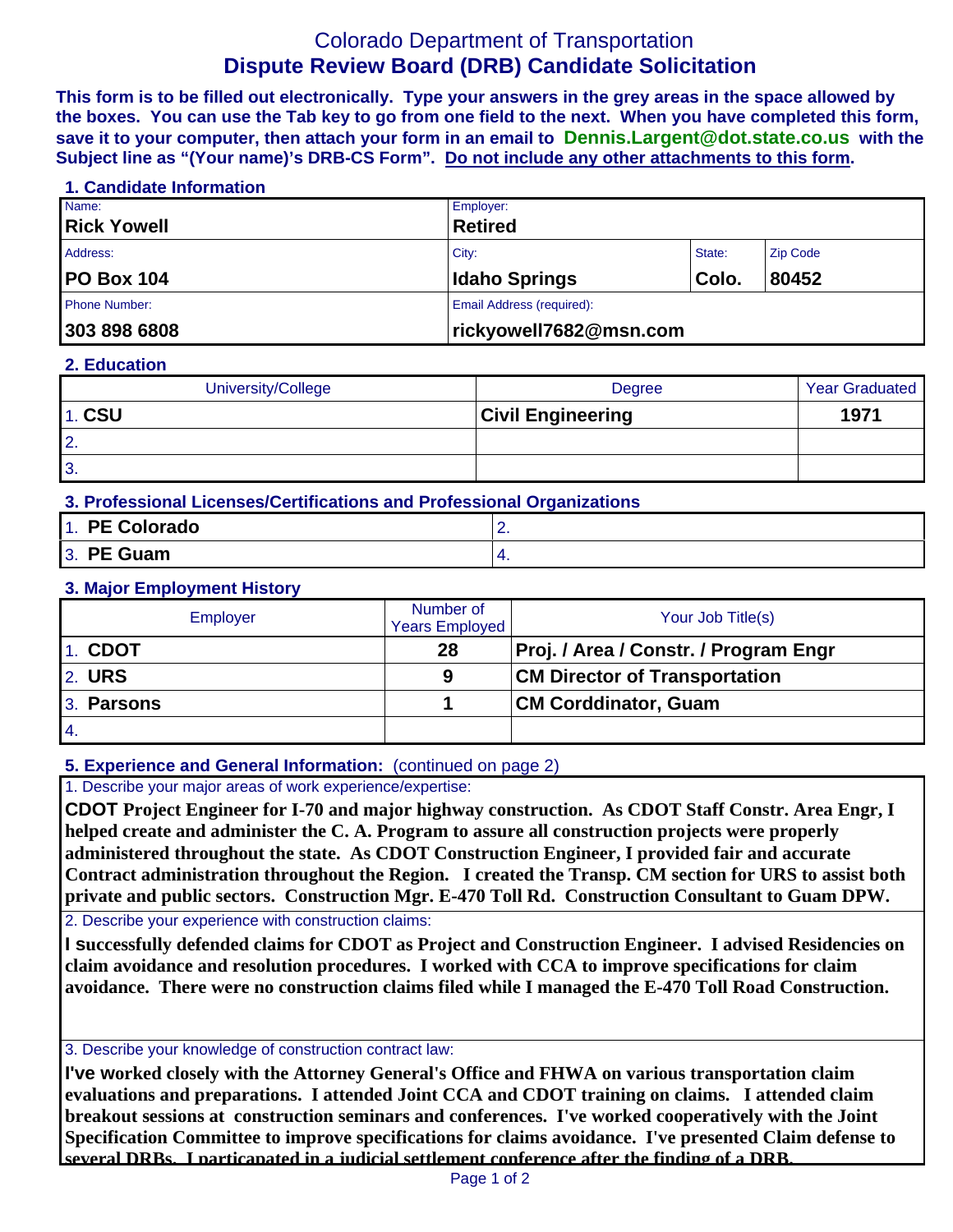# Colorado Department of Transportation
## Dispute Review Board (DRB) Candidate Solicitation

**This form is to be filled out electronically. Type your answers in the grey areas in the space allowed by the boxes. You can use the Tab key to go from one field to the next. When you have completed this form, save it to your computer, then attach your form in an email to Dennis.Largent@dot.state.co.us with the Subject line as "(Your name)'s DRB-CS Form". Do not include any other attachments to this form.**

### 1. Candidate Information

| Name: | Employer: | | |
|---|---|---|---|
| **Rick Yowell** | **Retired** | | |
| Address: | City: | State: | Zip Code |
| **PO Box 104** | **Idaho Springs** | **Colo.** | **80452** |
| Phone Number: | Email Address (required): | | |
| **303 898 6808** | **rickyowell7682@msn.com** | | |

### 2. Education

| University/College | Degree | Year Graduated |
|---|---|---|
| 1. **CSU** | **Civil Engineering** | **1971** |
| 2. | | |
| 3. | | |

### 3. Professional Licenses/Certifications and Professional Organizations

| | |
|---|---|
| 1. **PE Colorado** | 2. |
| 3. **PE Guam** | 4. |

### 3. Major Employment History

| Employer | Number of Years Employed | Your Job Title(s) |
|---|---|---|
| 1. **CDOT** | **28** | **Proj. / Area / Constr. / Program Engr** |
| 2. **URS** | **9** | **CM Director of Transportation** |
| 3. **Parsons** | **1** | **CM Corddinator, Guam** |
| 4. | | |

### 5. Experience and General Information: (continued on page 2)

1. Describe your major areas of work experience/expertise:

**CDOT Project Engineer for I-70 and major highway construction. As CDOT Staff Constr. Area Engr, I helped create and administer the C. A. Program to assure all construction projects were properly administered throughout the state. As CDOT Construction Engineer, I provided fair and accurate Contract administration throughout the Region. I created the Transp. CM section for URS to assist both private and public sectors. Construction Mgr. E-470 Toll Rd. Construction Consultant to Guam DPW.**

2. Describe your experience with construction claims:

**I successfully defended claims for CDOT as Project and Construction Engineer. I advised Residencies on claim avoidance and resolution procedures. I worked with CCA to improve specifications for claim avoidance. There were no construction claims filed while I managed the E-470 Toll Road Construction.**

3. Describe your knowledge of construction contract law:

**I've worked closely with the Attorney General's Office and FHWA on various transportation claim evaluations and preparations. I attended Joint CCA and CDOT training on claims. I attended claim breakout sessions at construction seminars and conferences. I've worked cooperatively with the Joint Specification Committee to improve specifications for claims avoidance. I've presented Claim defense to several DRBs. I particapated in a judicial settlement conference after the finding of a DRB.**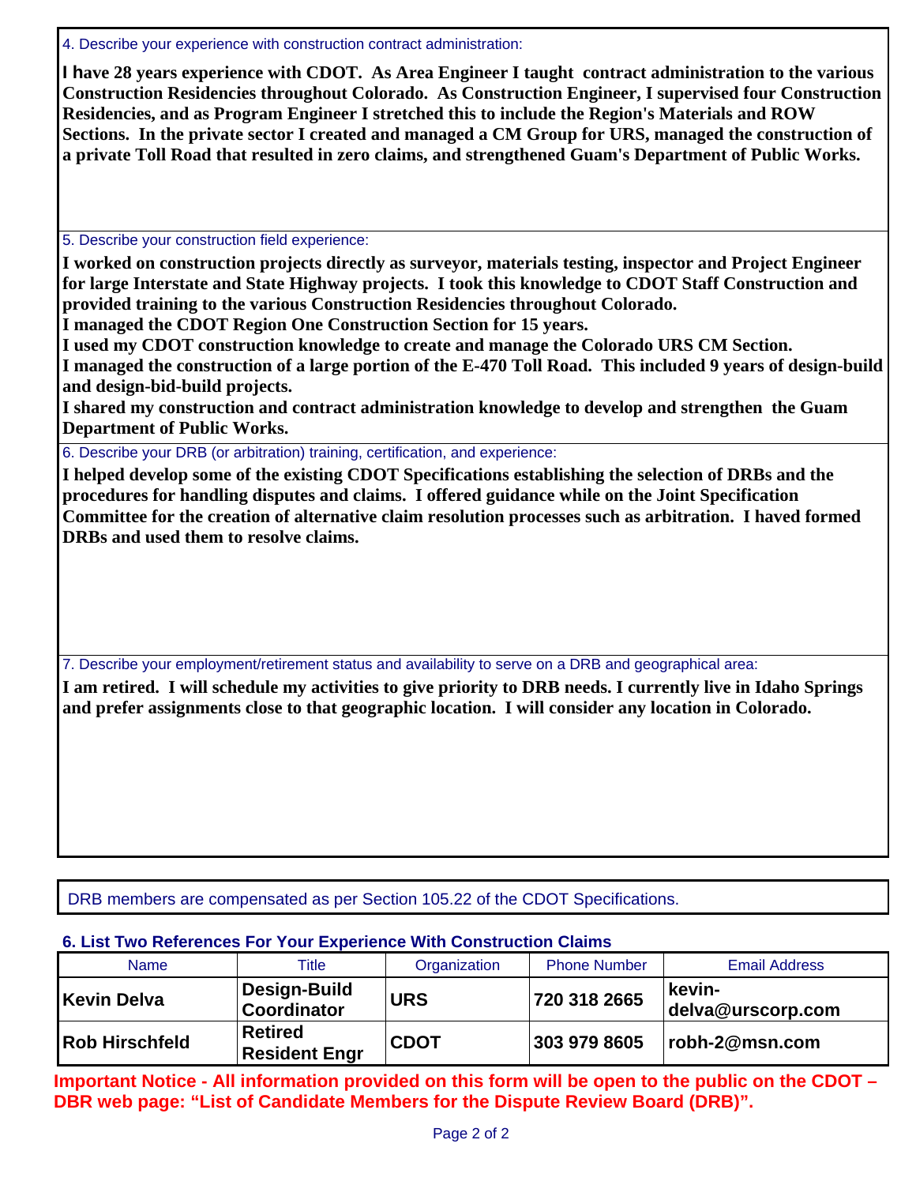4. Describe your experience with construction contract administration:

**I have 28 years experience with CDOT. As Area Engineer I taught contract administration to the various Construction Residencies throughout Colorado. As Construction Engineer, I supervised four Construction Residencies, and as Program Engineer I stretched this to include the Region's Materials and ROW Sections. In the private sector I created and managed a CM Group for URS, managed the construction of a private Toll Road that resulted in zero claims, and strengthened Guam's Department of Public Works.**

5. Describe your construction field experience:

**I worked on construction projects directly as surveyor, materials testing, inspector and Project Engineer for large Interstate and State Highway projects. I took this knowledge to CDOT Staff Construction and provided training to the various Construction Residencies throughout Colorado.**
**I managed the CDOT Region One Construction Section for 15 years.**
**I used my CDOT construction knowledge to create and manage the Colorado URS CM Section.**
**I managed the construction of a large portion of the E-470 Toll Road. This included 9 years of design-build and design-bid-build projects.**
**I shared my construction and contract administration knowledge to develop and strengthen the Guam Department of Public Works.**

6. Describe your DRB (or arbitration) training, certification, and experience:

**I helped develop some of the existing CDOT Specifications establishing the selection of DRBs and the procedures for handling disputes and claims. I offered guidance while on the Joint Specification Committee for the creation of alternative claim resolution processes such as arbitration. I haved formed DRBs and used them to resolve claims.**

7. Describe your employment/retirement status and availability to serve on a DRB and geographical area:

**I am retired. I will schedule my activities to give priority to DRB needs. I currently live in Idaho Springs and prefer assignments close to that geographic location. I will consider any location in Colorado.**

DRB members are compensated as per Section 105.22 of the CDOT Specifications.

**6. List Two References For Your Experience With Construction Claims**

| Name | Title | Organization | Phone Number | Email Address |
|---|---|---|---|---|
| **Kevin Delva** | **Design-Build Coordinator** | **URS** | **720 318 2665** | **kevin-delva@urscorp.com** |
| **Rob Hirschfeld** | **Retired Resident Engr** | **CDOT** | **303 979 8605** | **robh-2@msn.com** |

**Important Notice - All information provided on this form will be open to the public on the CDOT – DBR web page: "List of Candidate Members for the Dispute Review Board (DRB)".**